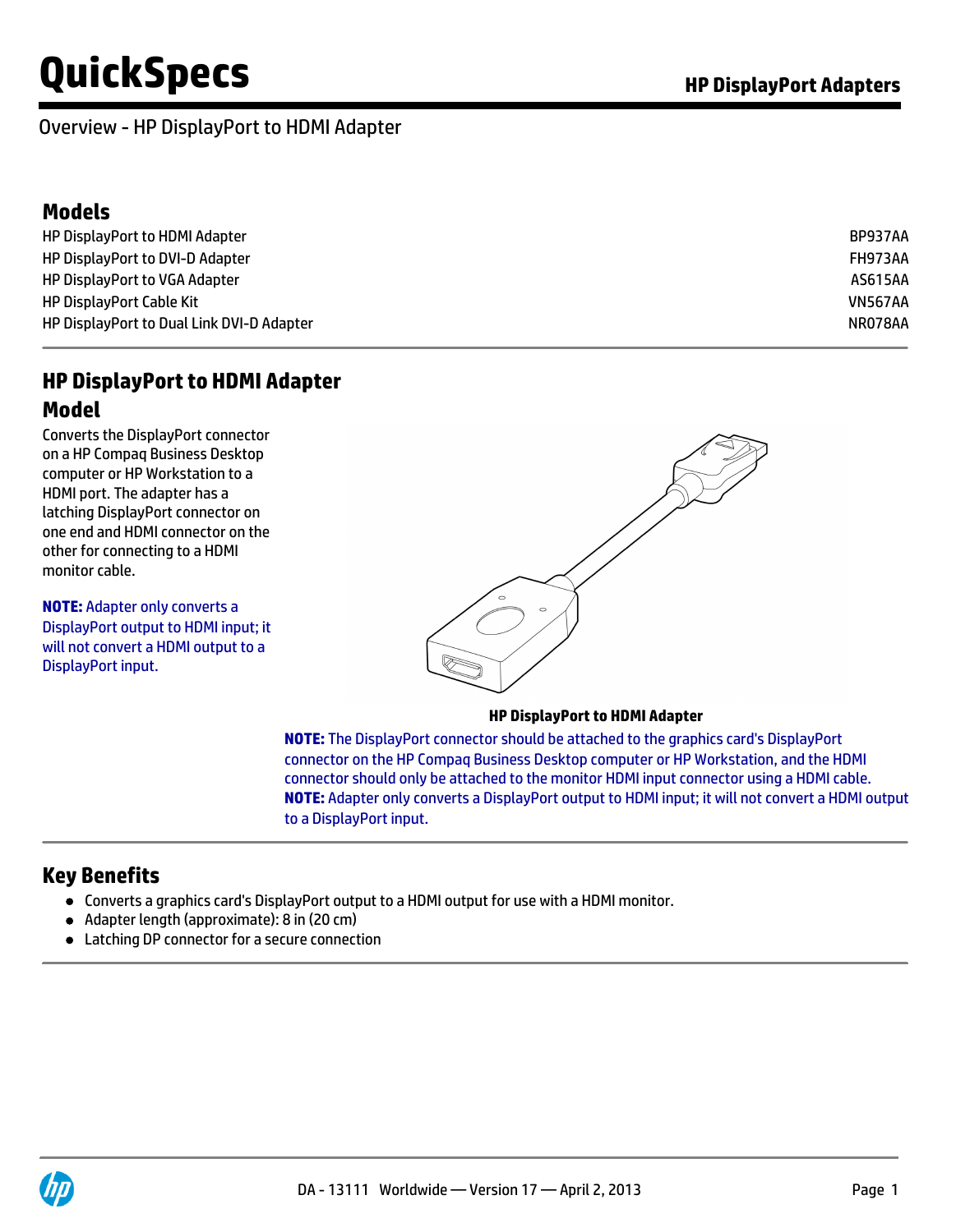# QuickSpecs

## HP DisplayPort Adapters

Overview - HP DisplayPort to HDMI Adapter

## Models

| | |
|---|---|
| HP DisplayPort to HDMI Adapter | BP937AA |
| HP DisplayPort to DVI-D Adapter | FH973AA |
| HP DisplayPort to VGA Adapter | AS615AA |
| HP DisplayPort Cable Kit | VN567AA |
| HP DisplayPort to Dual Link DVI-D Adapter | NR078AA |

## HP DisplayPort to HDMI Adapter

### Model

Converts the DisplayPort connector on a HP Compaq Business Desktop computer or HP Workstation to a HDMI port. The adapter has a latching DisplayPort connector on one end and HDMI connector on the other for connecting to a HDMI monitor cable.

**NOTE:** Adapter only converts a DisplayPort output to HDMI input; it will not convert a HDMI output to a DisplayPort input.

**HP DisplayPort to HDMI Adapter**

**NOTE:** The DisplayPort connector should be attached to the graphics card's DisplayPort connector on the HP Compaq Business Desktop computer or HP Workstation, and the HDMI connector should only be attached to the monitor HDMI input connector using a HDMI cable.
**NOTE:** Adapter only converts a DisplayPort output to HDMI input; it will not convert a HDMI output to a DisplayPort input.

## Key Benefits

- Converts a graphics card's DisplayPort output to a HDMI output for use with a HDMI monitor.
- Adapter length (approximate): 8 in (20 cm)
- Latching DP connector for a secure connection

DA - 13111 Worldwide — Version 17 — April 2, 2013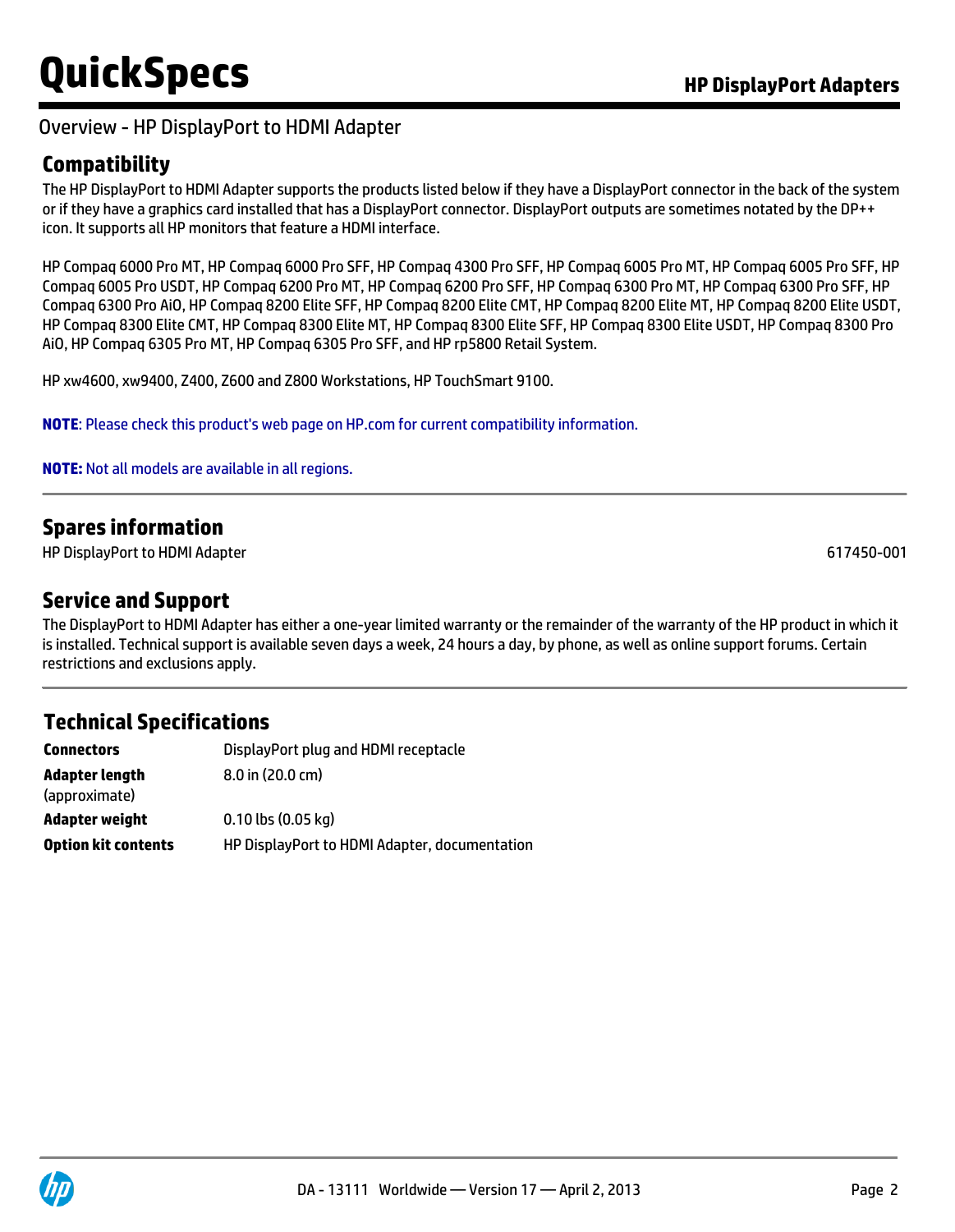## Overview - HP DisplayPort to HDMI Adapter

### Compatibility

The HP DisplayPort to HDMI Adapter supports the products listed below if they have a DisplayPort connector in the back of the system or if they have a graphics card installed that has a DisplayPort connector. DisplayPort outputs are sometimes notated by the DP++ icon. It supports all HP monitors that feature a HDMI interface.

HP Compaq 6000 Pro MT, HP Compaq 6000 Pro SFF, HP Compaq 4300 Pro SFF, HP Compaq 6005 Pro MT, HP Compaq 6005 Pro SFF, HP Compaq 6005 Pro USDT, HP Compaq 6200 Pro MT, HP Compaq 6200 Pro SFF, HP Compaq 6300 Pro MT, HP Compaq 6300 Pro SFF, HP Compaq 6300 Pro AiO, HP Compaq 8200 Elite SFF, HP Compaq 8200 Elite CMT, HP Compaq 8200 Elite MT, HP Compaq 8200 Elite USDT, HP Compaq 8300 Elite CMT, HP Compaq 8300 Elite MT, HP Compaq 8300 Elite SFF, HP Compaq 8300 Elite USDT, HP Compaq 8300 Pro AiO, HP Compaq 6305 Pro MT, HP Compaq 6305 Pro SFF, and HP rp5800 Retail System.

HP xw4600, xw9400, Z400, Z600 and Z800 Workstations, HP TouchSmart 9100.

**NOTE**: Please check this product's web page on HP.com for current compatibility information.

**NOTE:** Not all models are available in all regions.

### Spares information

| | |
|---|---|
| HP DisplayPort to HDMI Adapter | 617450-001 |

### Service and Support

The DisplayPort to HDMI Adapter has either a one-year limited warranty or the remainder of the warranty of the HP product in which it is installed. Technical support is available seven days a week, 24 hours a day, by phone, as well as online support forums. Certain restrictions and exclusions apply.

### Technical Specifications

| | |
|---|---|
| **Connectors** | DisplayPort plug and HDMI receptacle |
| **Adapter length** (approximate) | 8.0 in (20.0 cm) |
| **Adapter weight** | 0.10 lbs (0.05 kg) |
| **Option kit contents** | HP DisplayPort to HDMI Adapter, documentation |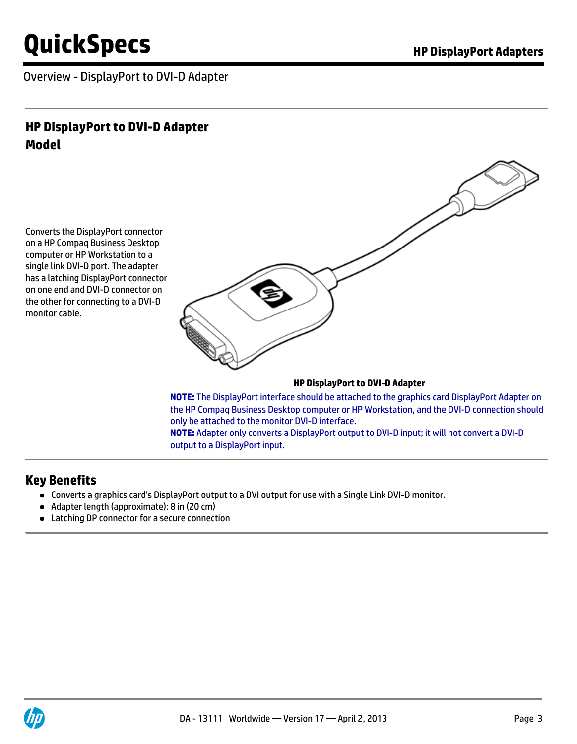## Overview - DisplayPort to DVI-D Adapter

### HP DisplayPort to DVI-D Adapter Model

Converts the DisplayPort connector on a HP Compaq Business Desktop computer or HP Workstation to a single link DVI-D port. The adapter has a latching DisplayPort connector on one end and DVI-D connector on the other for connecting to a DVI-D monitor cable.

**HP DisplayPort to DVI-D Adapter**

**NOTE:** The DisplayPort interface should be attached to the graphics card DisplayPort Adapter on the HP Compaq Business Desktop computer or HP Workstation, and the DVI-D connection should only be attached to the monitor DVI-D interface.

**NOTE:** Adapter only converts a DisplayPort output to DVI-D input; it will not convert a DVI-D output to a DisplayPort input.

### Key Benefits

- Converts a graphics card's DisplayPort output to a DVI output for use with a Single Link DVI-D monitor.
- Adapter length (approximate): 8 in (20 cm)
- Latching DP connector for a secure connection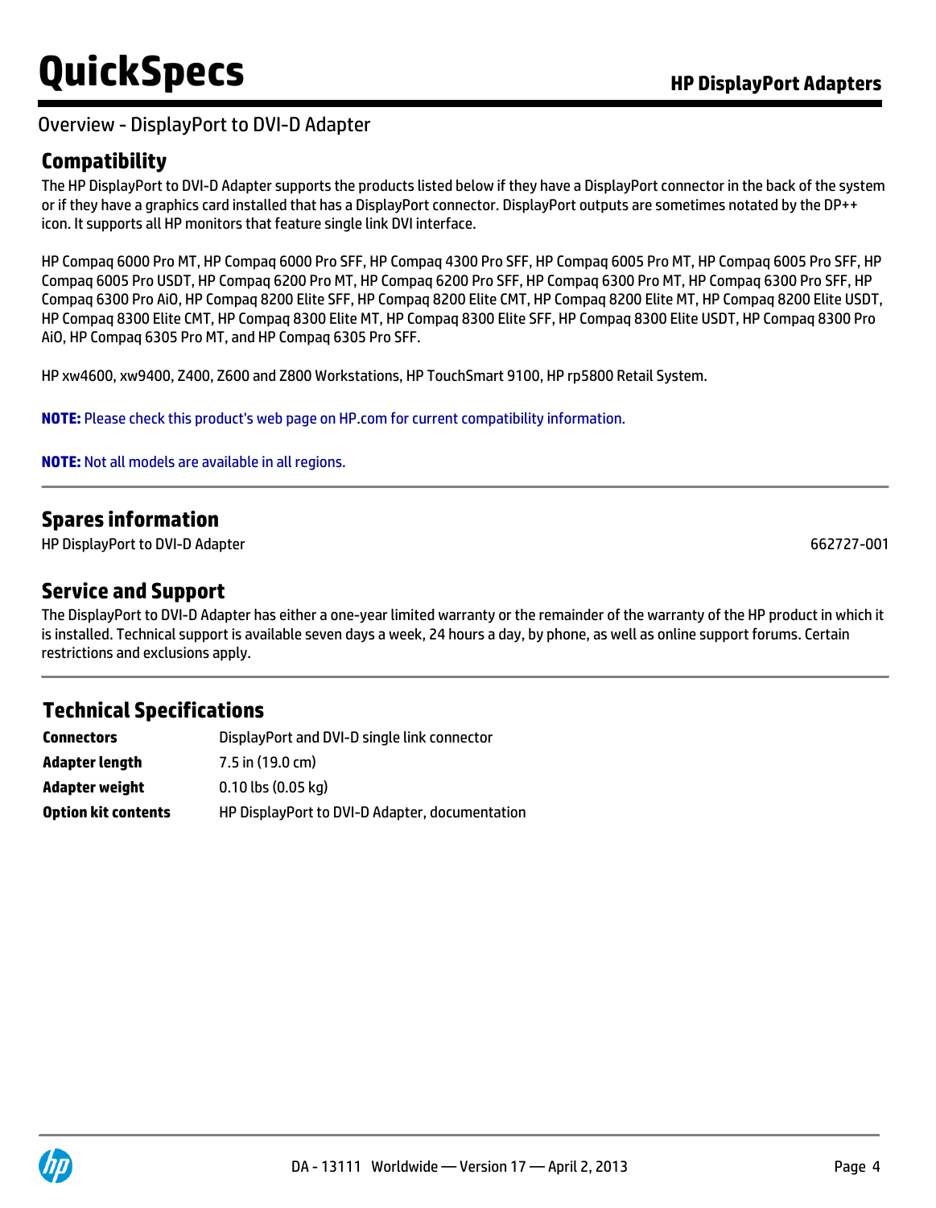## Overview - DisplayPort to DVI-D Adapter

### Compatibility

The HP DisplayPort to DVI-D Adapter supports the products listed below if they have a DisplayPort connector in the back of the system or if they have a graphics card installed that has a DisplayPort connector. DisplayPort outputs are sometimes notated by the DP++ icon. It supports all HP monitors that feature single link DVI interface.

HP Compaq 6000 Pro MT, HP Compaq 6000 Pro SFF, HP Compaq 4300 Pro SFF, HP Compaq 6005 Pro MT, HP Compaq 6005 Pro SFF, HP Compaq 6005 Pro USDT, HP Compaq 6200 Pro MT, HP Compaq 6200 Pro SFF, HP Compaq 6300 Pro MT, HP Compaq 6300 Pro SFF, HP Compaq 6300 Pro AiO, HP Compaq 8200 Elite SFF, HP Compaq 8200 Elite CMT, HP Compaq 8200 Elite MT, HP Compaq 8200 Elite USDT, HP Compaq 8300 Elite CMT, HP Compaq 8300 Elite MT, HP Compaq 8300 Elite SFF, HP Compaq 8300 Elite USDT, HP Compaq 8300 Pro AiO, HP Compaq 6305 Pro MT, and HP Compaq 6305 Pro SFF.

HP xw4600, xw9400, Z400, Z600 and Z800 Workstations, HP TouchSmart 9100, HP rp5800 Retail System.

**NOTE:** Please check this product's web page on HP.com for current compatibility information.

**NOTE:** Not all models are available in all regions.

### Spares information

| | |
|---|---|
| HP DisplayPort to DVI-D Adapter | 662727-001 |

### Service and Support

The DisplayPort to DVI-D Adapter has either a one-year limited warranty or the remainder of the warranty of the HP product in which it is installed. Technical support is available seven days a week, 24 hours a day, by phone, as well as online support forums. Certain restrictions and exclusions apply.

### Technical Specifications

| | |
|---|---|
| **Connectors** | DisplayPort and DVI-D single link connector |
| **Adapter length** | 7.5 in (19.0 cm) |
| **Adapter weight** | 0.10 lbs (0.05 kg) |
| **Option kit contents** | HP DisplayPort to DVI-D Adapter, documentation |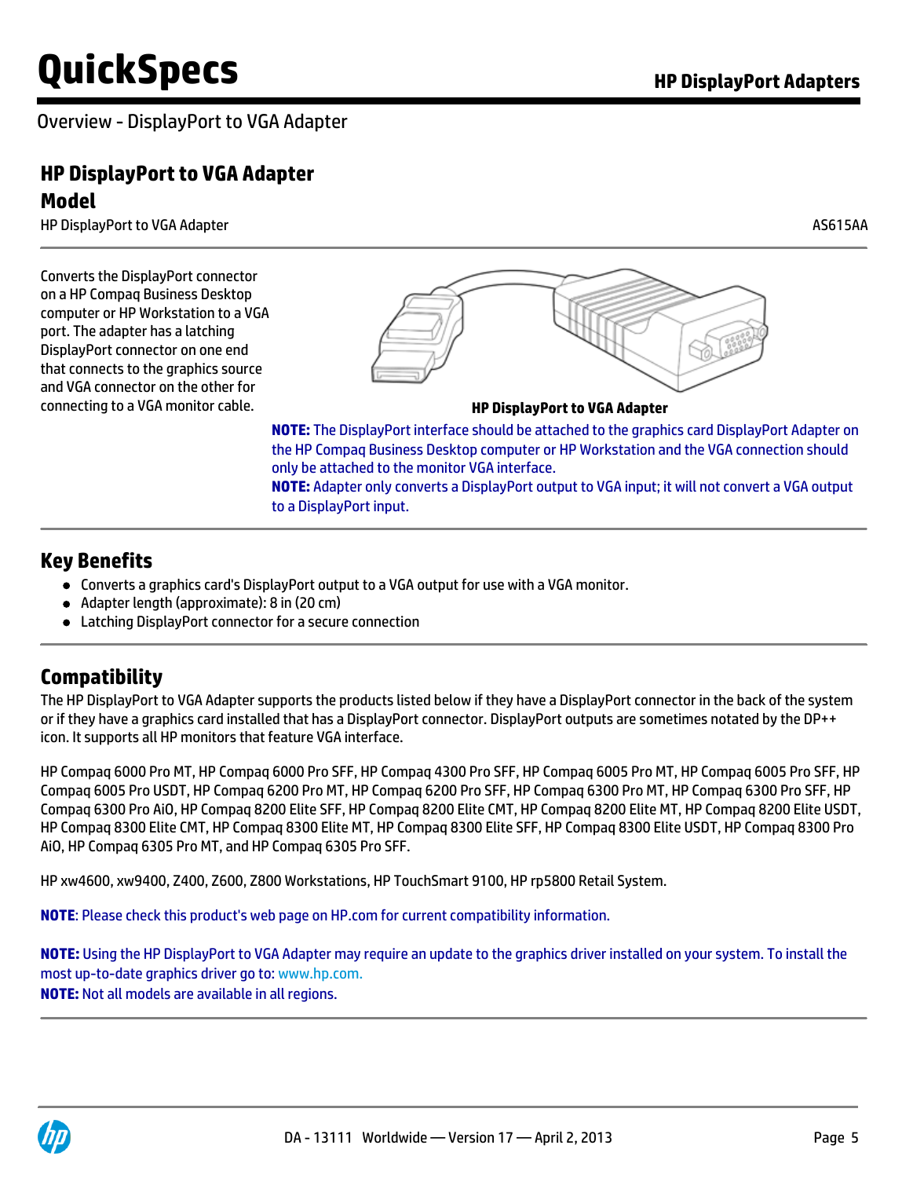Overview - DisplayPort to VGA Adapter

## HP DisplayPort to VGA Adapter

### Model

| HP DisplayPort to VGA Adapter | AS615AA |
|---|---|

Converts the DisplayPort connector on a HP Compaq Business Desktop computer or HP Workstation to a VGA port. The adapter has a latching DisplayPort connector on one end that connects to the graphics source and VGA connector on the other for connecting to a VGA monitor cable.

**HP DisplayPort to VGA Adapter**

**NOTE:** The DisplayPort interface should be attached to the graphics card DisplayPort Adapter on the HP Compaq Business Desktop computer or HP Workstation and the VGA connection should only be attached to the monitor VGA interface.

**NOTE:** Adapter only converts a DisplayPort output to VGA input; it will not convert a VGA output to a DisplayPort input.

## Key Benefits

- Converts a graphics card's DisplayPort output to a VGA output for use with a VGA monitor.
- Adapter length (approximate): 8 in (20 cm)
- Latching DisplayPort connector for a secure connection

## Compatibility

The HP DisplayPort to VGA Adapter supports the products listed below if they have a DisplayPort connector in the back of the system or if they have a graphics card installed that has a DisplayPort connector. DisplayPort outputs are sometimes notated by the DP++ icon. It supports all HP monitors that feature VGA interface.

HP Compaq 6000 Pro MT, HP Compaq 6000 Pro SFF, HP Compaq 4300 Pro SFF, HP Compaq 6005 Pro MT, HP Compaq 6005 Pro SFF, HP Compaq 6005 Pro USDT, HP Compaq 6200 Pro MT, HP Compaq 6200 Pro SFF, HP Compaq 6300 Pro MT, HP Compaq 6300 Pro SFF, HP Compaq 6300 Pro AiO, HP Compaq 8200 Elite SFF, HP Compaq 8200 Elite CMT, HP Compaq 8200 Elite MT, HP Compaq 8200 Elite USDT, HP Compaq 8300 Elite CMT, HP Compaq 8300 Elite MT, HP Compaq 8300 Elite SFF, HP Compaq 8300 Elite USDT, HP Compaq 8300 Pro AiO, HP Compaq 6305 Pro MT, and HP Compaq 6305 Pro SFF.

HP xw4600, xw9400, Z400, Z600, Z800 Workstations, HP TouchSmart 9100, HP rp5800 Retail System.

**NOTE**: Please check this product's web page on HP.com for current compatibility information.

**NOTE:** Using the HP DisplayPort to VGA Adapter may require an update to the graphics driver installed on your system. To install the most up-to-date graphics driver go to: www.hp.com.

**NOTE:** Not all models are available in all regions.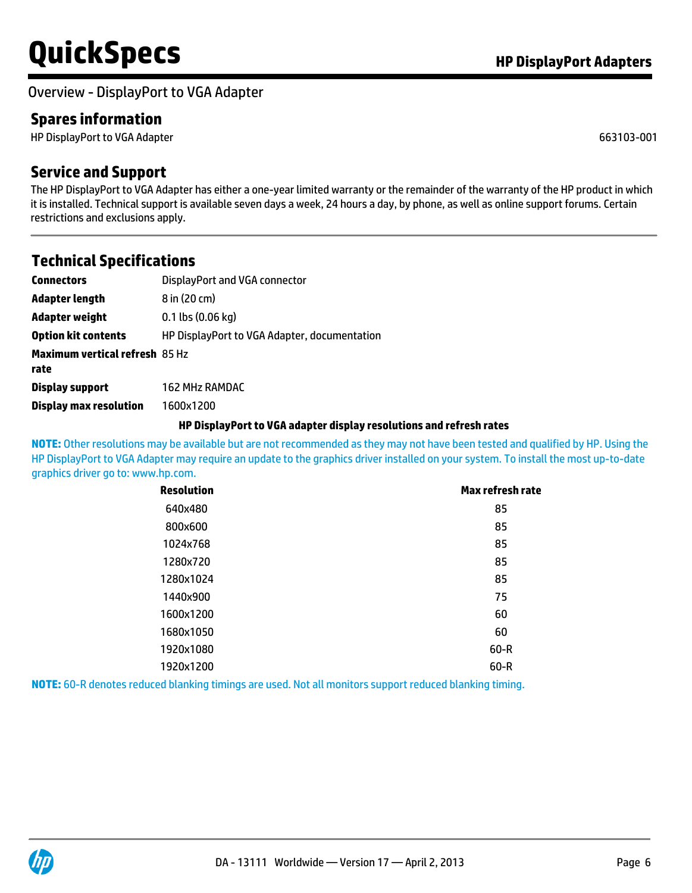## Overview - DisplayPort to VGA Adapter

### Spares information

| | |
|---|---|
| HP DisplayPort to VGA Adapter | 663103-001 |

### Service and Support

The HP DisplayPort to VGA Adapter has either a one-year limited warranty or the remainder of the warranty of the HP product in which it is installed. Technical support is available seven days a week, 24 hours a day, by phone, as well as online support forums. Certain restrictions and exclusions apply.

### Technical Specifications

| | |
|---|---|
| **Connectors** | DisplayPort and VGA connector |
| **Adapter length** | 8 in (20 cm) |
| **Adapter weight** | 0.1 lbs (0.06 kg) |
| **Option kit contents** | HP DisplayPort to VGA Adapter, documentation |
| **Maximum vertical refresh rate** | 85 Hz |
| **Display support** | 162 MHz RAMDAC |
| **Display max resolution** | 1600x1200 |

**HP DisplayPort to VGA adapter display resolutions and refresh rates**

**NOTE:** Other resolutions may be available but are not recommended as they may not have been tested and qualified by HP. Using the HP DisplayPort to VGA Adapter may require an update to the graphics driver installed on your system. To install the most up-to-date graphics driver go to: www.hp.com.

| Resolution | Max refresh rate |
|---|---|
| 640x480 | 85 |
| 800x600 | 85 |
| 1024x768 | 85 |
| 1280x720 | 85 |
| 1280x1024 | 85 |
| 1440x900 | 75 |
| 1600x1200 | 60 |
| 1680x1050 | 60 |
| 1920x1080 | 60-R |
| 1920x1200 | 60-R |

**NOTE:** 60-R denotes reduced blanking timings are used. Not all monitors support reduced blanking timing.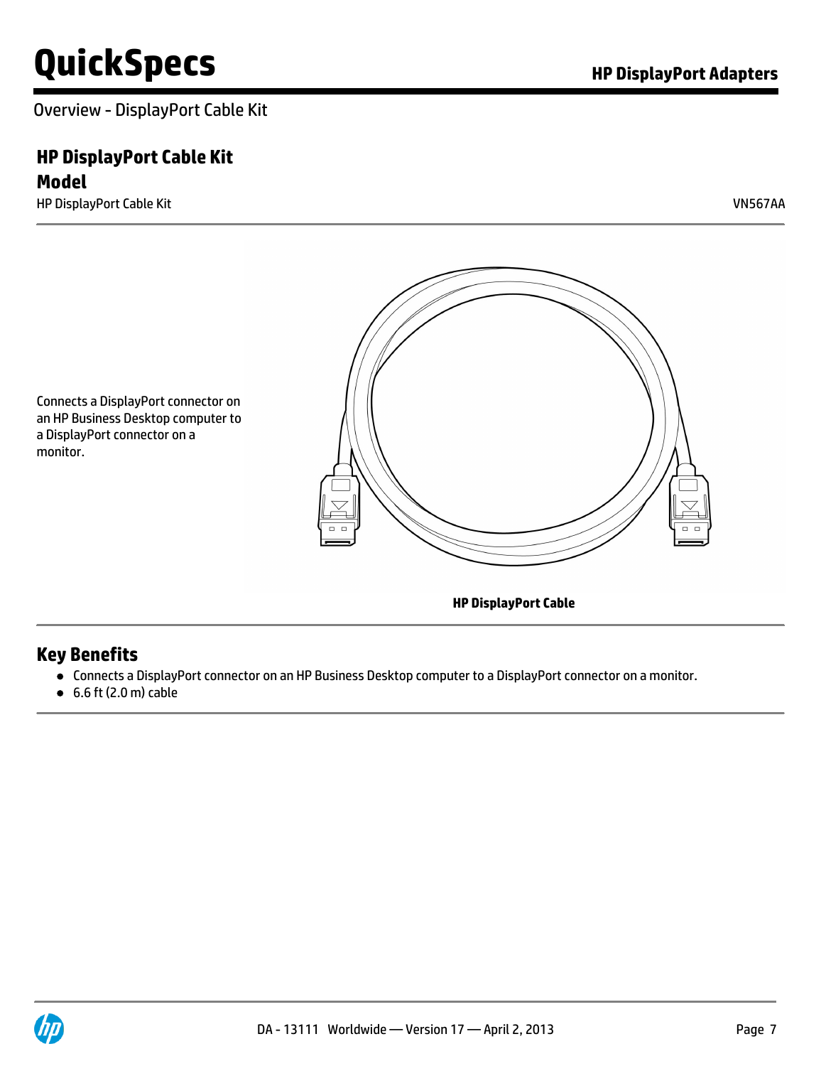Overview - DisplayPort Cable Kit

## HP DisplayPort Cable Kit

### Model

| HP DisplayPort Cable Kit | VN567AA |
| --- | --- |

Connects a DisplayPort connector on an HP Business Desktop computer to a DisplayPort connector on a monitor.

**HP DisplayPort Cable**

## Key Benefits

- Connects a DisplayPort connector on an HP Business Desktop computer to a DisplayPort connector on a monitor.
- 6.6 ft (2.0 m) cable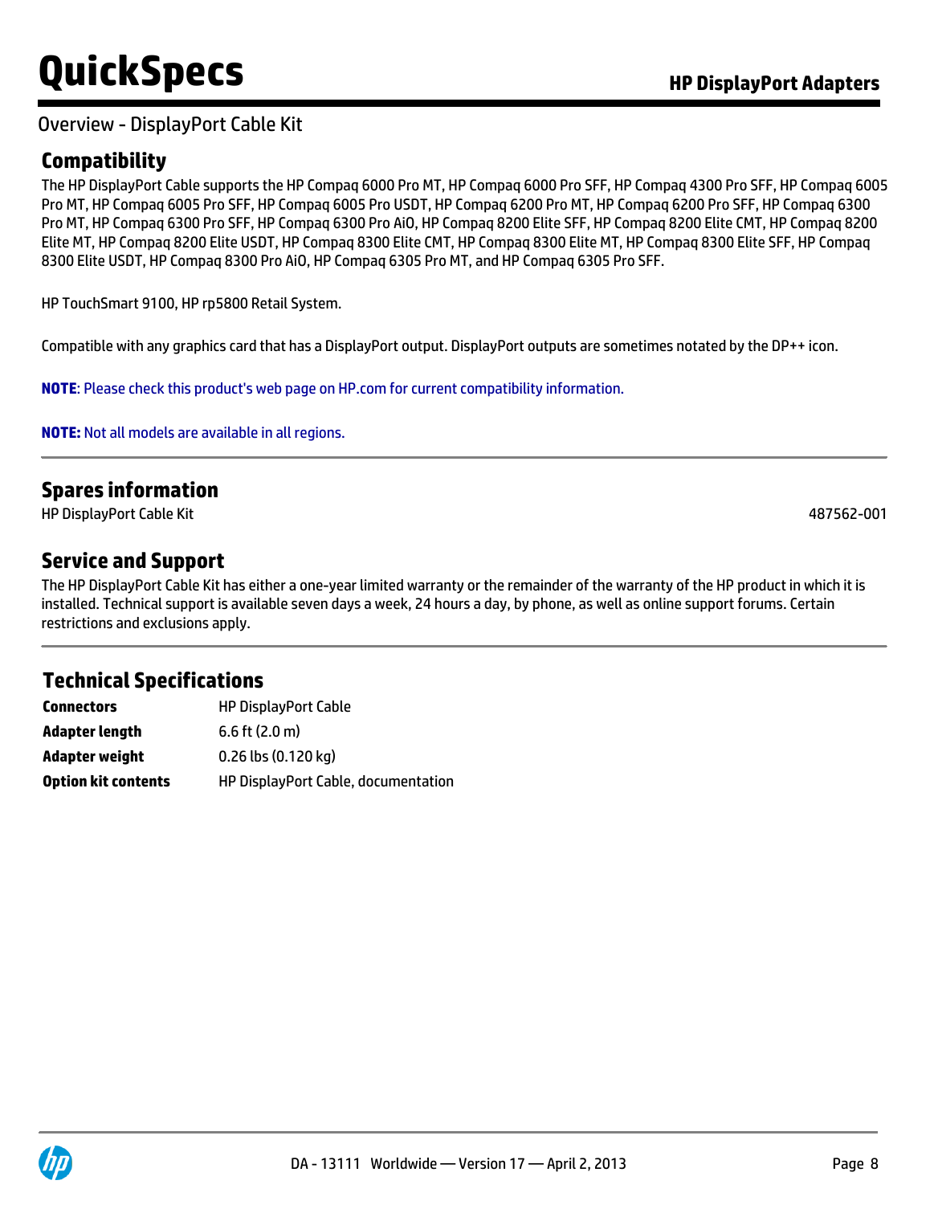## Overview - DisplayPort Cable Kit

### Compatibility

The HP DisplayPort Cable supports the HP Compaq 6000 Pro MT, HP Compaq 6000 Pro SFF, HP Compaq 4300 Pro SFF, HP Compaq 6005 Pro MT, HP Compaq 6005 Pro SFF, HP Compaq 6005 Pro USDT, HP Compaq 6200 Pro MT, HP Compaq 6200 Pro SFF, HP Compaq 6300 Pro MT, HP Compaq 6300 Pro SFF, HP Compaq 6300 Pro AiO, HP Compaq 8200 Elite SFF, HP Compaq 8200 Elite CMT, HP Compaq 8200 Elite MT, HP Compaq 8200 Elite USDT, HP Compaq 8300 Elite CMT, HP Compaq 8300 Elite MT, HP Compaq 8300 Elite SFF, HP Compaq 8300 Elite USDT, HP Compaq 8300 Pro AiO, HP Compaq 6305 Pro MT, and HP Compaq 6305 Pro SFF.

HP TouchSmart 9100, HP rp5800 Retail System.

Compatible with any graphics card that has a DisplayPort output. DisplayPort outputs are sometimes notated by the DP++ icon.

**NOTE**: Please check this product's web page on HP.com for current compatibility information.

**NOTE:** Not all models are available in all regions.

### Spares information

| | |
|---|---|
| HP DisplayPort Cable Kit | 487562-001 |

### Service and Support

The HP DisplayPort Cable Kit has either a one-year limited warranty or the remainder of the warranty of the HP product in which it is installed. Technical support is available seven days a week, 24 hours a day, by phone, as well as online support forums. Certain restrictions and exclusions apply.

### Technical Specifications

| | |
|---|---|
| **Connectors** | HP DisplayPort Cable |
| **Adapter length** | 6.6 ft (2.0 m) |
| **Adapter weight** | 0.26 lbs (0.120 kg) |
| **Option kit contents** | HP DisplayPort Cable, documentation |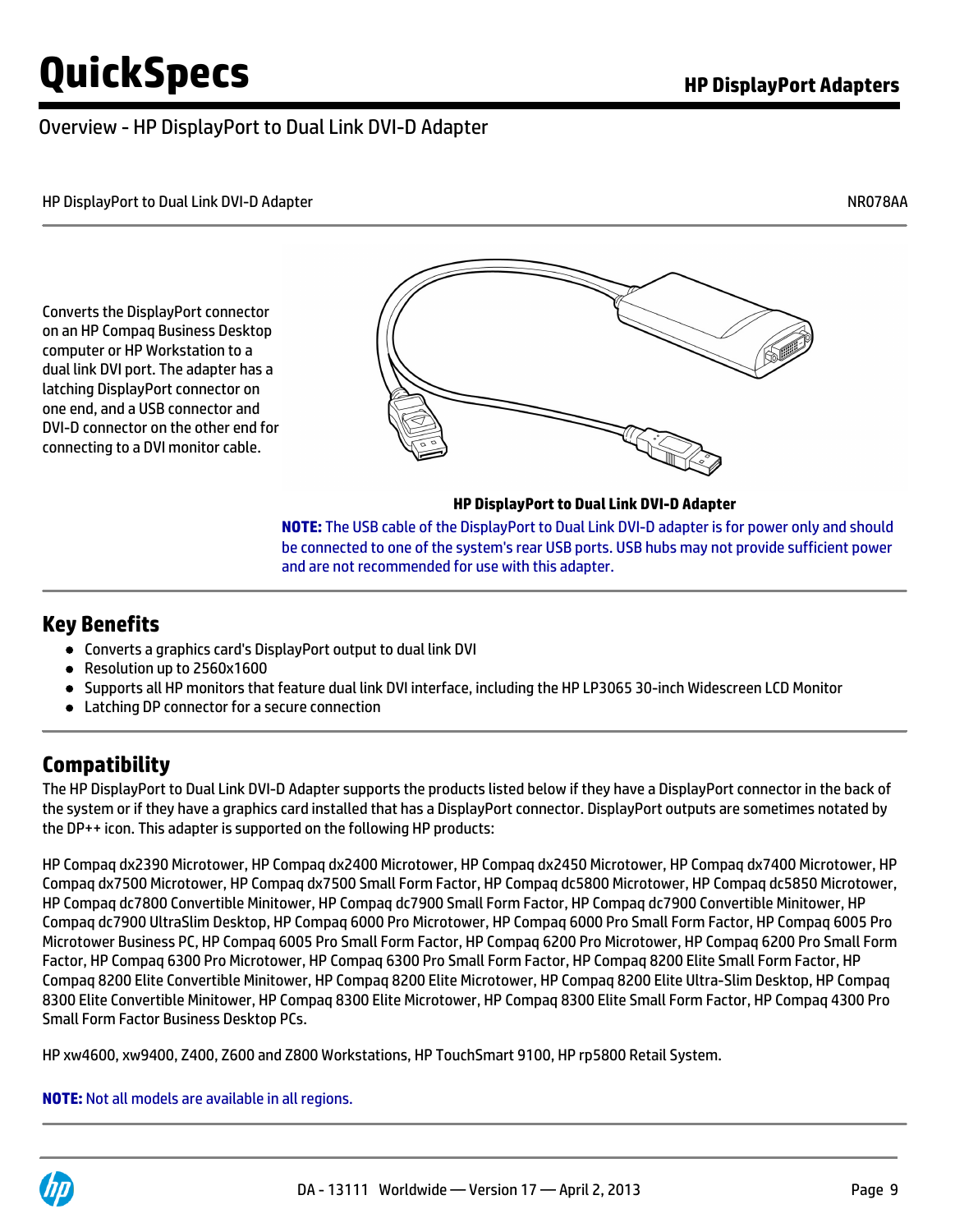## Overview - HP DisplayPort to Dual Link DVI-D Adapter

| HP DisplayPort to Dual Link DVI-D Adapter | NR078AA |
|---|---|

Converts the DisplayPort connector on an HP Compaq Business Desktop computer or HP Workstation to a dual link DVI port. The adapter has a latching DisplayPort connector on one end, and a USB connector and DVI-D connector on the other end for connecting to a DVI monitor cable.

**HP DisplayPort to Dual Link DVI-D Adapter**

**NOTE:** The USB cable of the DisplayPort to Dual Link DVI-D adapter is for power only and should be connected to one of the system's rear USB ports. USB hubs may not provide sufficient power and are not recommended for use with this adapter.

## Key Benefits

- Converts a graphics card's DisplayPort output to dual link DVI
- Resolution up to 2560x1600
- Supports all HP monitors that feature dual link DVI interface, including the HP LP3065 30-inch Widescreen LCD Monitor
- Latching DP connector for a secure connection

## Compatibility

The HP DisplayPort to Dual Link DVI-D Adapter supports the products listed below if they have a DisplayPort connector in the back of the system or if they have a graphics card installed that has a DisplayPort connector. DisplayPort outputs are sometimes notated by the DP++ icon. This adapter is supported on the following HP products:

HP Compaq dx2390 Microtower, HP Compaq dx2400 Microtower, HP Compaq dx2450 Microtower, HP Compaq dx7400 Microtower, HP Compaq dx7500 Microtower, HP Compaq dx7500 Small Form Factor, HP Compaq dc5800 Microtower, HP Compaq dc5850 Microtower, HP Compaq dc7800 Convertible Minitower, HP Compaq dc7900 Small Form Factor, HP Compaq dc7900 Convertible Minitower, HP Compaq dc7900 UltraSlim Desktop, HP Compaq 6000 Pro Microtower, HP Compaq 6000 Pro Small Form Factor, HP Compaq 6005 Pro Microtower Business PC, HP Compaq 6005 Pro Small Form Factor, HP Compaq 6200 Pro Microtower, HP Compaq 6200 Pro Small Form Factor, HP Compaq 6300 Pro Microtower, HP Compaq 6300 Pro Small Form Factor, HP Compaq 8200 Elite Small Form Factor, HP Compaq 8200 Elite Convertible Minitower, HP Compaq 8200 Elite Microtower, HP Compaq 8200 Elite Ultra-Slim Desktop, HP Compaq 8300 Elite Convertible Minitower, HP Compaq 8300 Elite Microtower, HP Compaq 8300 Elite Small Form Factor, HP Compaq 4300 Pro Small Form Factor Business Desktop PCs.

HP xw4600, xw9400, Z400, Z600 and Z800 Workstations, HP TouchSmart 9100, HP rp5800 Retail System.

**NOTE:** Not all models are available in all regions.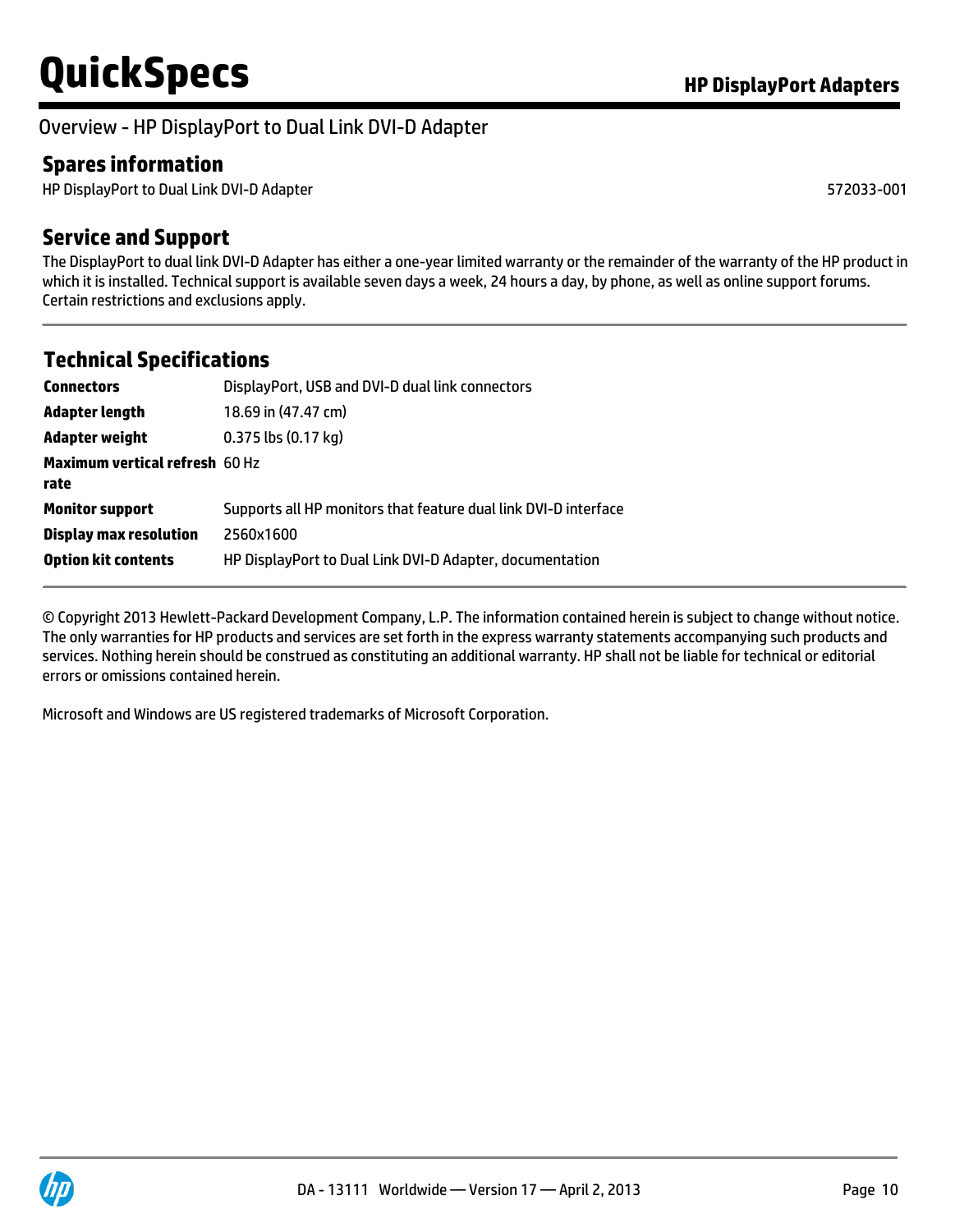## Overview - HP DisplayPort to Dual Link DVI-D Adapter

### Spares information

HP DisplayPort to Dual Link DVI-D Adapter 572033-001

### Service and Support

The DisplayPort to dual link DVI-D Adapter has either a one-year limited warranty or the remainder of the warranty of the HP product in which it is installed. Technical support is available seven days a week, 24 hours a day, by phone, as well as online support forums. Certain restrictions and exclusions apply.

### Technical Specifications

| | |
|---|---|
| **Connectors** | DisplayPort, USB and DVI-D dual link connectors |
| **Adapter length** | 18.69 in (47.47 cm) |
| **Adapter weight** | 0.375 lbs (0.17 kg) |
| **Maximum vertical refresh rate** | 60 Hz |
| **Monitor support** | Supports all HP monitors that feature dual link DVI-D interface |
| **Display max resolution** | 2560x1600 |
| **Option kit contents** | HP DisplayPort to Dual Link DVI-D Adapter, documentation |

© Copyright 2013 Hewlett-Packard Development Company, L.P. The information contained herein is subject to change without notice. The only warranties for HP products and services are set forth in the express warranty statements accompanying such products and services. Nothing herein should be construed as constituting an additional warranty. HP shall not be liable for technical or editorial errors or omissions contained herein.

Microsoft and Windows are US registered trademarks of Microsoft Corporation.